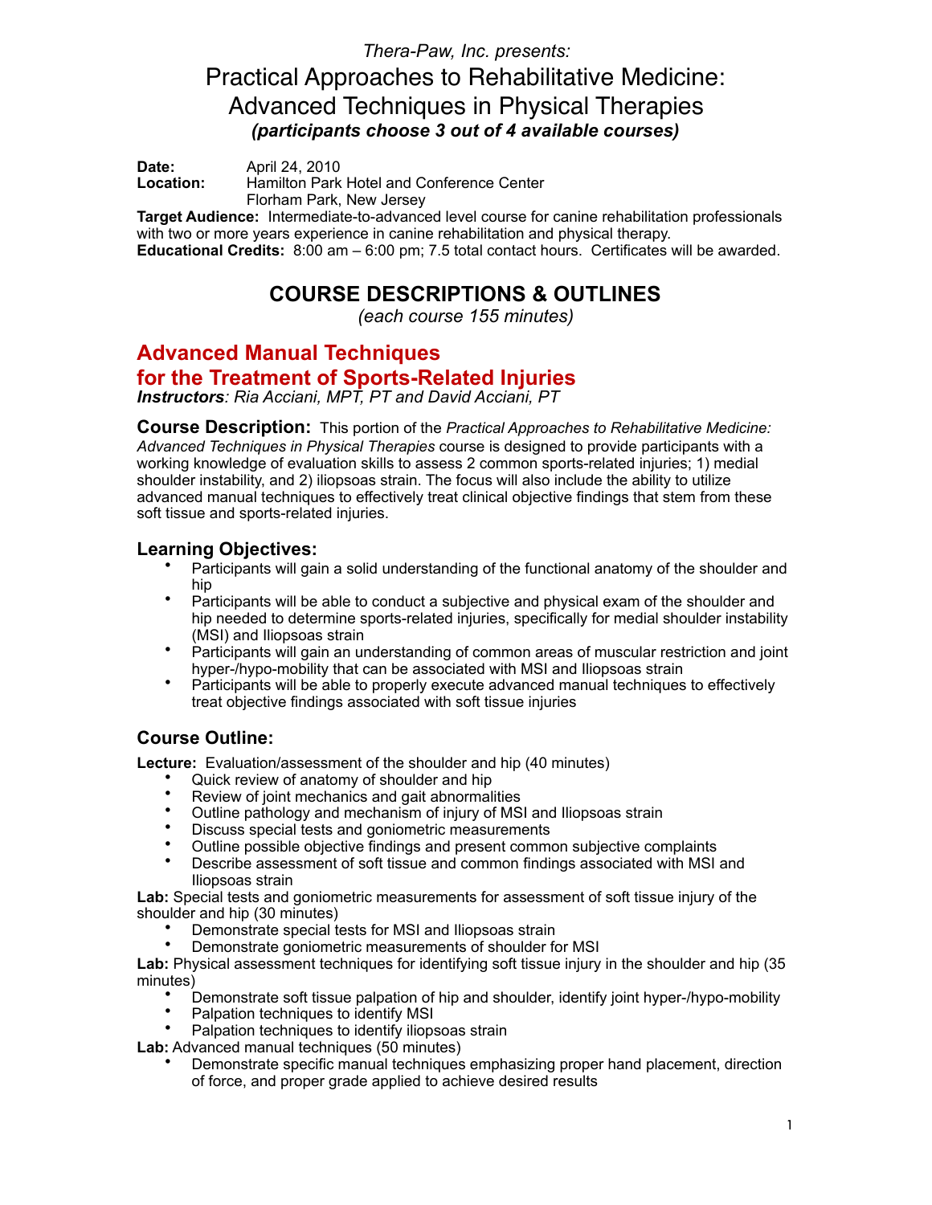*Thera-Paw, Inc. presents:*

# Practical Approaches to Rehabilitative Medicine: Advanced Techniques in Physical Therapies

***(participants choose 3 out of 4 available courses)***

**Date:** April 24, 2010
**Location:** Hamilton Park Hotel and Conference Center
Florham Park, New Jersey

**Target Audience:** Intermediate-to-advanced level course for canine rehabilitation professionals with two or more years experience in canine rehabilitation and physical therapy.

**Educational Credits:** 8:00 am – 6:00 pm; 7.5 total contact hours. Certificates will be awarded.

## COURSE DESCRIPTIONS & OUTLINES

*(each course 155 minutes)*

## Advanced Manual Techniques for the Treatment of Sports-Related Injuries

***Instructors**: Ria Acciani, MPT, PT and David Acciani, PT*

**Course Description:** This portion of the *Practical Approaches to Rehabilitative Medicine: Advanced Techniques in Physical Therapies* course is designed to provide participants with a working knowledge of evaluation skills to assess 2 common sports-related injuries; 1) medial shoulder instability, and 2) iliopsoas strain. The focus will also include the ability to utilize advanced manual techniques to effectively treat clinical objective findings that stem from these soft tissue and sports-related injuries.

### Learning Objectives:

- Participants will gain a solid understanding of the functional anatomy of the shoulder and hip
- Participants will be able to conduct a subjective and physical exam of the shoulder and hip needed to determine sports-related injuries, specifically for medial shoulder instability (MSI) and Iliopsoas strain
- Participants will gain an understanding of common areas of muscular restriction and joint hyper-/hypo-mobility that can be associated with MSI and Iliopsoas strain
- Participants will be able to properly execute advanced manual techniques to effectively treat objective findings associated with soft tissue injuries

### Course Outline:

**Lecture:** Evaluation/assessment of the shoulder and hip (40 minutes)

- Quick review of anatomy of shoulder and hip
- Review of joint mechanics and gait abnormalities
- Outline pathology and mechanism of injury of MSI and Iliopsoas strain
- Discuss special tests and goniometric measurements
- Outline possible objective findings and present common subjective complaints
- Describe assessment of soft tissue and common findings associated with MSI and Iliopsoas strain

**Lab:** Special tests and goniometric measurements for assessment of soft tissue injury of the shoulder and hip (30 minutes)

- Demonstrate special tests for MSI and Iliopsoas strain
- Demonstrate goniometric measurements of shoulder for MSI

**Lab:** Physical assessment techniques for identifying soft tissue injury in the shoulder and hip (35 minutes)

- Demonstrate soft tissue palpation of hip and shoulder, identify joint hyper-/hypo-mobility
- Palpation techniques to identify MSI
- Palpation techniques to identify iliopsoas strain

**Lab:** Advanced manual techniques (50 minutes)

- Demonstrate specific manual techniques emphasizing proper hand placement, direction of force, and proper grade applied to achieve desired results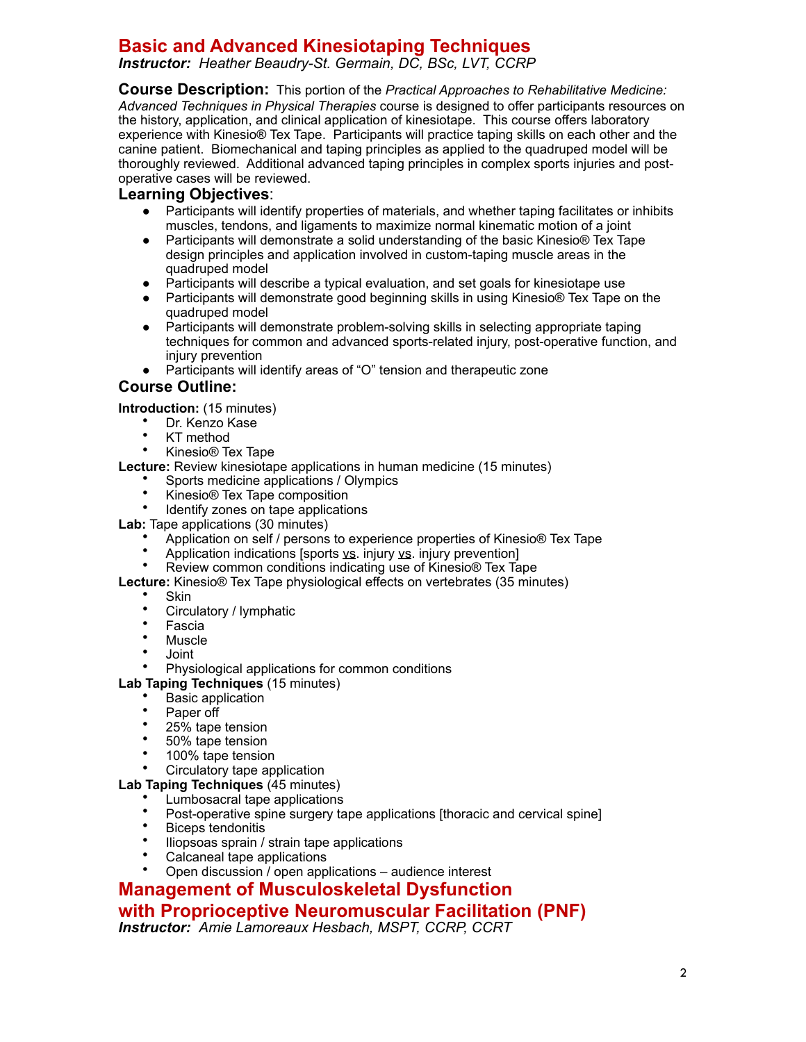## Basic and Advanced Kinesiotaping Techniques

***Instructor:** Heather Beaudry-St. Germain, DC, BSc, LVT, CCRP*

**Course Description:** This portion of the *Practical Approaches to Rehabilitative Medicine: Advanced Techniques in Physical Therapies* course is designed to offer participants resources on the history, application, and clinical application of kinesiotape. This course offers laboratory experience with Kinesio® Tex Tape. Participants will practice taping skills on each other and the canine patient. Biomechanical and taping principles as applied to the quadruped model will be thoroughly reviewed. Additional advanced taping principles in complex sports injuries and post-operative cases will be reviewed.

### Learning Objectives:

- Participants will identify properties of materials, and whether taping facilitates or inhibits muscles, tendons, and ligaments to maximize normal kinematic motion of a joint
- Participants will demonstrate a solid understanding of the basic Kinesio® Tex Tape design principles and application involved in custom-taping muscle areas in the quadruped model
- Participants will describe a typical evaluation, and set goals for kinesiotape use
- Participants will demonstrate good beginning skills in using Kinesio® Tex Tape on the quadruped model
- Participants will demonstrate problem-solving skills in selecting appropriate taping techniques for common and advanced sports-related injury, post-operative function, and injury prevention
- Participants will identify areas of "O" tension and therapeutic zone

### Course Outline:

**Introduction:** (15 minutes)
- Dr. Kenzo Kase
- KT method
- Kinesio® Tex Tape

**Lecture:** Review kinesiotape applications in human medicine (15 minutes)
- Sports medicine applications / Olympics
- Kinesio® Tex Tape composition
- Identify zones on tape applications

**Lab:** Tape applications (30 minutes)
- Application on self / persons to experience properties of Kinesio® Tex Tape
- Application indications [sports vs. injury vs. injury prevention]
- Review common conditions indicating use of Kinesio® Tex Tape

**Lecture:** Kinesio® Tex Tape physiological effects on vertebrates (35 minutes)
- Skin
- Circulatory / lymphatic
- Fascia
- Muscle
- Joint
- Physiological applications for common conditions

**Lab Taping Techniques** (15 minutes)
- Basic application
- Paper off
- 25% tape tension
- 50% tape tension
- 100% tape tension
- Circulatory tape application

**Lab Taping Techniques** (45 minutes)
- Lumbosacral tape applications
- Post-operative spine surgery tape applications [thoracic and cervical spine]
- Biceps tendonitis
- Iliopsoas sprain / strain tape applications
- Calcaneal tape applications
- Open discussion / open applications – audience interest

## Management of Musculoskeletal Dysfunction with Proprioceptive Neuromuscular Facilitation (PNF)

***Instructor:** Amie Lamoreaux Hesbach, MSPT, CCRP, CCRT*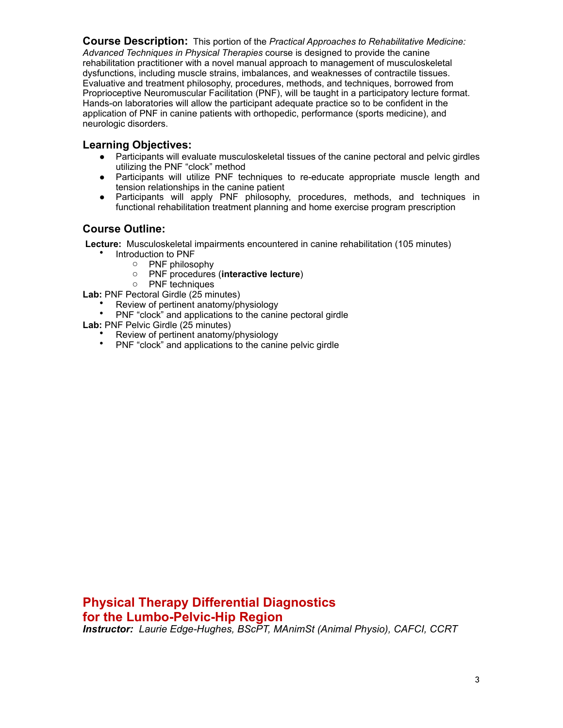**Course Description:** This portion of the *Practical Approaches to Rehabilitative Medicine: Advanced Techniques in Physical Therapies* course is designed to provide the canine rehabilitation practitioner with a novel manual approach to management of musculoskeletal dysfunctions, including muscle strains, imbalances, and weaknesses of contractile tissues. Evaluative and treatment philosophy, procedures, methods, and techniques, borrowed from Proprioceptive Neuromuscular Facilitation (PNF), will be taught in a participatory lecture format. Hands-on laboratories will allow the participant adequate practice so to be confident in the application of PNF in canine patients with orthopedic, performance (sports medicine), and neurologic disorders.

## Learning Objectives:

- Participants will evaluate musculoskeletal tissues of the canine pectoral and pelvic girdles utilizing the PNF "clock" method
- Participants will utilize PNF techniques to re-educate appropriate muscle length and tension relationships in the canine patient
- Participants will apply PNF philosophy, procedures, methods, and techniques in functional rehabilitation treatment planning and home exercise program prescription

## Course Outline:

**Lecture:** Musculoskeletal impairments encountered in canine rehabilitation (105 minutes)

- Introduction to PNF
  - PNF philosophy
  - PNF procedures (**interactive lecture**)
  - PNF techniques

**Lab:** PNF Pectoral Girdle (25 minutes)

- Review of pertinent anatomy/physiology
- PNF "clock" and applications to the canine pectoral girdle

**Lab:** PNF Pelvic Girdle (25 minutes)

- Review of pertinent anatomy/physiology
- PNF "clock" and applications to the canine pelvic girdle

# Physical Therapy Differential Diagnostics for the Lumbo-Pelvic-Hip Region

***Instructor:** Laurie Edge-Hughes, BScPT, MAnimSt (Animal Physio), CAFCI, CCRT*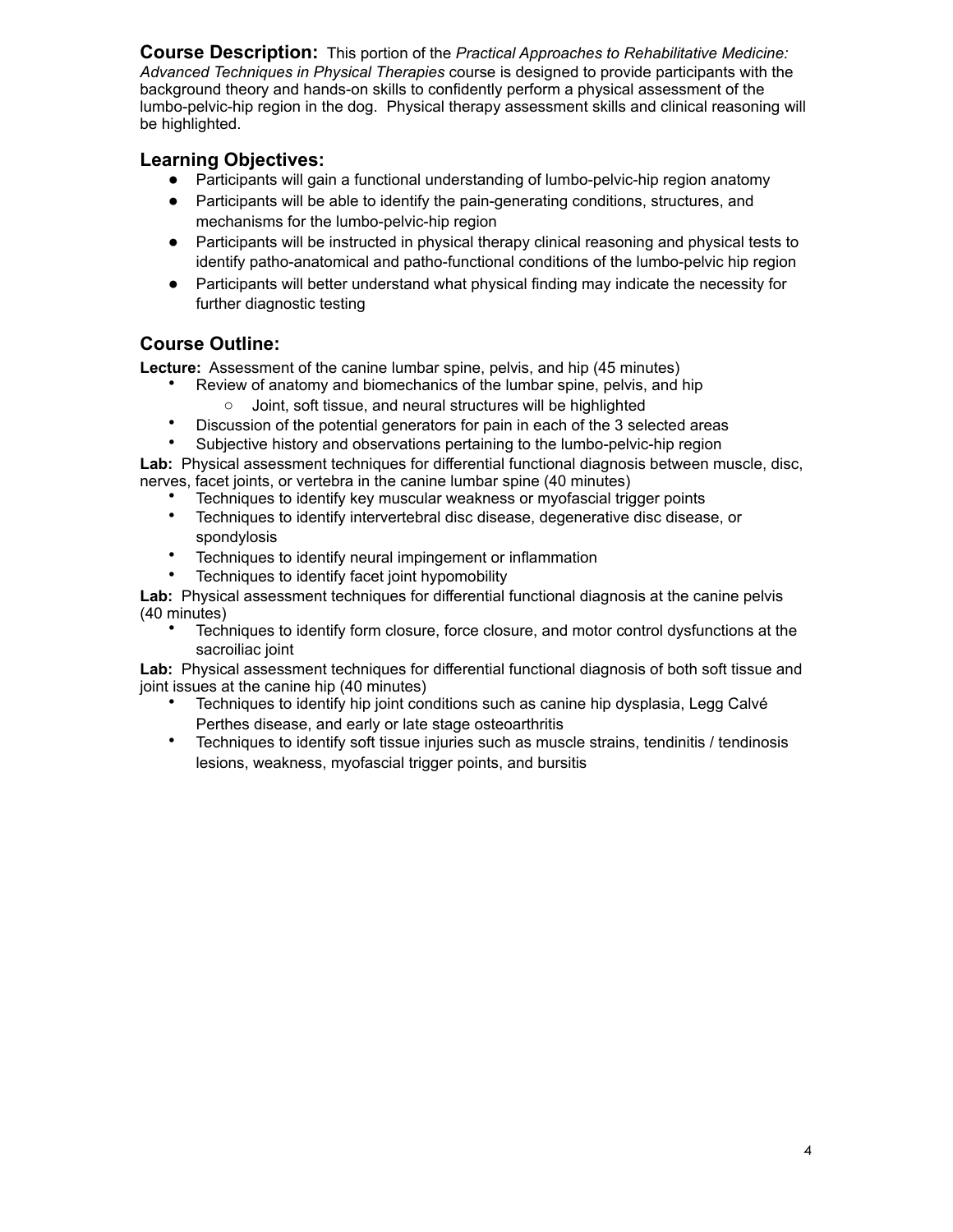**Course Description:** This portion of the *Practical Approaches to Rehabilitative Medicine: Advanced Techniques in Physical Therapies* course is designed to provide participants with the background theory and hands-on skills to confidently perform a physical assessment of the lumbo-pelvic-hip region in the dog. Physical therapy assessment skills and clinical reasoning will be highlighted.

## Learning Objectives:

- Participants will gain a functional understanding of lumbo-pelvic-hip region anatomy
- Participants will be able to identify the pain-generating conditions, structures, and mechanisms for the lumbo-pelvic-hip region
- Participants will be instructed in physical therapy clinical reasoning and physical tests to identify patho-anatomical and patho-functional conditions of the lumbo-pelvic hip region
- Participants will better understand what physical finding may indicate the necessity for further diagnostic testing

## Course Outline:

**Lecture:** Assessment of the canine lumbar spine, pelvis, and hip (45 minutes)

- Review of anatomy and biomechanics of the lumbar spine, pelvis, and hip
  - Joint, soft tissue, and neural structures will be highlighted
- Discussion of the potential generators for pain in each of the 3 selected areas
- Subjective history and observations pertaining to the lumbo-pelvic-hip region

**Lab:** Physical assessment techniques for differential functional diagnosis between muscle, disc, nerves, facet joints, or vertebra in the canine lumbar spine (40 minutes)

- Techniques to identify key muscular weakness or myofascial trigger points
- Techniques to identify intervertebral disc disease, degenerative disc disease, or spondylosis
- Techniques to identify neural impingement or inflammation
- Techniques to identify facet joint hypomobility

**Lab:** Physical assessment techniques for differential functional diagnosis at the canine pelvis (40 minutes)

- Techniques to identify form closure, force closure, and motor control dysfunctions at the sacroiliac joint

**Lab:** Physical assessment techniques for differential functional diagnosis of both soft tissue and joint issues at the canine hip (40 minutes)

- Techniques to identify hip joint conditions such as canine hip dysplasia, Legg Calvé Perthes disease, and early or late stage osteoarthritis
- Techniques to identify soft tissue injuries such as muscle strains, tendinitis / tendinosis lesions, weakness, myofascial trigger points, and bursitis